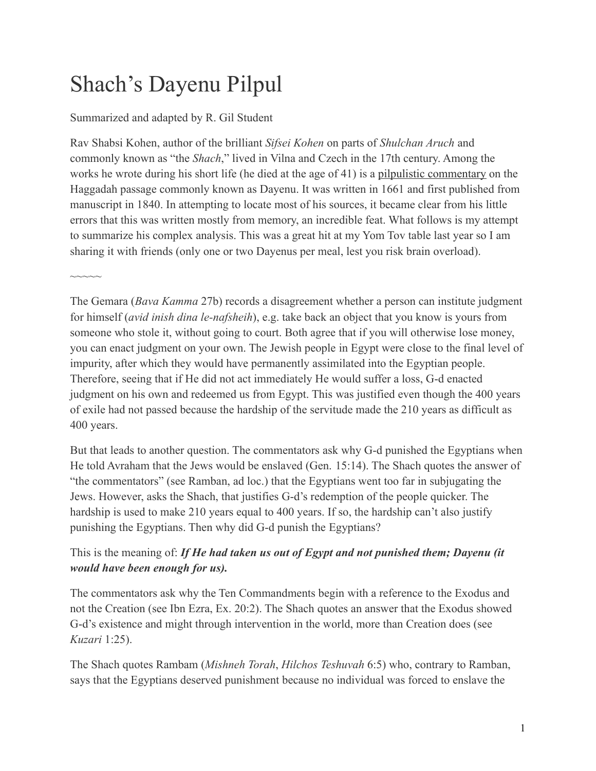# Shach's Dayenu Pilpul

Summarized and adapted by R. Gil Student

Rav Shabsi Kohen, author of the brilliant *Sifsei Kohen* on parts of *Shulchan Aruch* and commonly known as "the *Shach*," lived in Vilna and Czech in the 17th century. Among the works he wrote during his short life (he died at the age of 41) is a pilpulistic commentary on the Haggadah passage commonly known as Dayenu. It was written in 1661 and first published from manuscript in 1840. In attempting to locate most of his sources, it became clear from his little errors that this was written mostly from memory, an incredible feat. What follows is my attempt to summarize his complex analysis. This was a great hit at my Yom Tov table last year so I am sharing it with friends (only one or two Dayenus per meal, lest you risk brain overload).

~~~~~

The Gemara (*Bava Kamma* 27b) records a disagreement whether a person can institute judgment for himself (*avid inish dina le-nafsheih*), e.g. take back an object that you know is yours from someone who stole it, without going to court. Both agree that if you will otherwise lose money, you can enact judgment on your own. The Jewish people in Egypt were close to the final level of impurity, after which they would have permanently assimilated into the Egyptian people. Therefore, seeing that if He did not act immediately He would suffer a loss, G-d enacted judgment on his own and redeemed us from Egypt. This was justified even though the 400 years of exile had not passed because the hardship of the servitude made the 210 years as difficult as 400 years.

But that leads to another question. The commentators ask why G-d punished the Egyptians when He told Avraham that the Jews would be enslaved (Gen. 15:14). The Shach quotes the answer of "the commentators" (see Ramban, ad loc.) that the Egyptians went too far in subjugating the Jews. However, asks the Shach, that justifies G-d's redemption of the people quicker. The hardship is used to make 210 years equal to 400 years. If so, the hardship can't also justify punishing the Egyptians. Then why did G-d punish the Egyptians?

This is the meaning of: ***If He had taken us out of Egypt and not punished them; Dayenu (it would have been enough for us).***

The commentators ask why the Ten Commandments begin with a reference to the Exodus and not the Creation (see Ibn Ezra, Ex. 20:2). The Shach quotes an answer that the Exodus showed G-d's existence and might through intervention in the world, more than Creation does (see *Kuzari* 1:25).

The Shach quotes Rambam (*Mishneh Torah*, *Hilchos Teshuvah* 6:5) who, contrary to Ramban, says that the Egyptians deserved punishment because no individual was forced to enslave the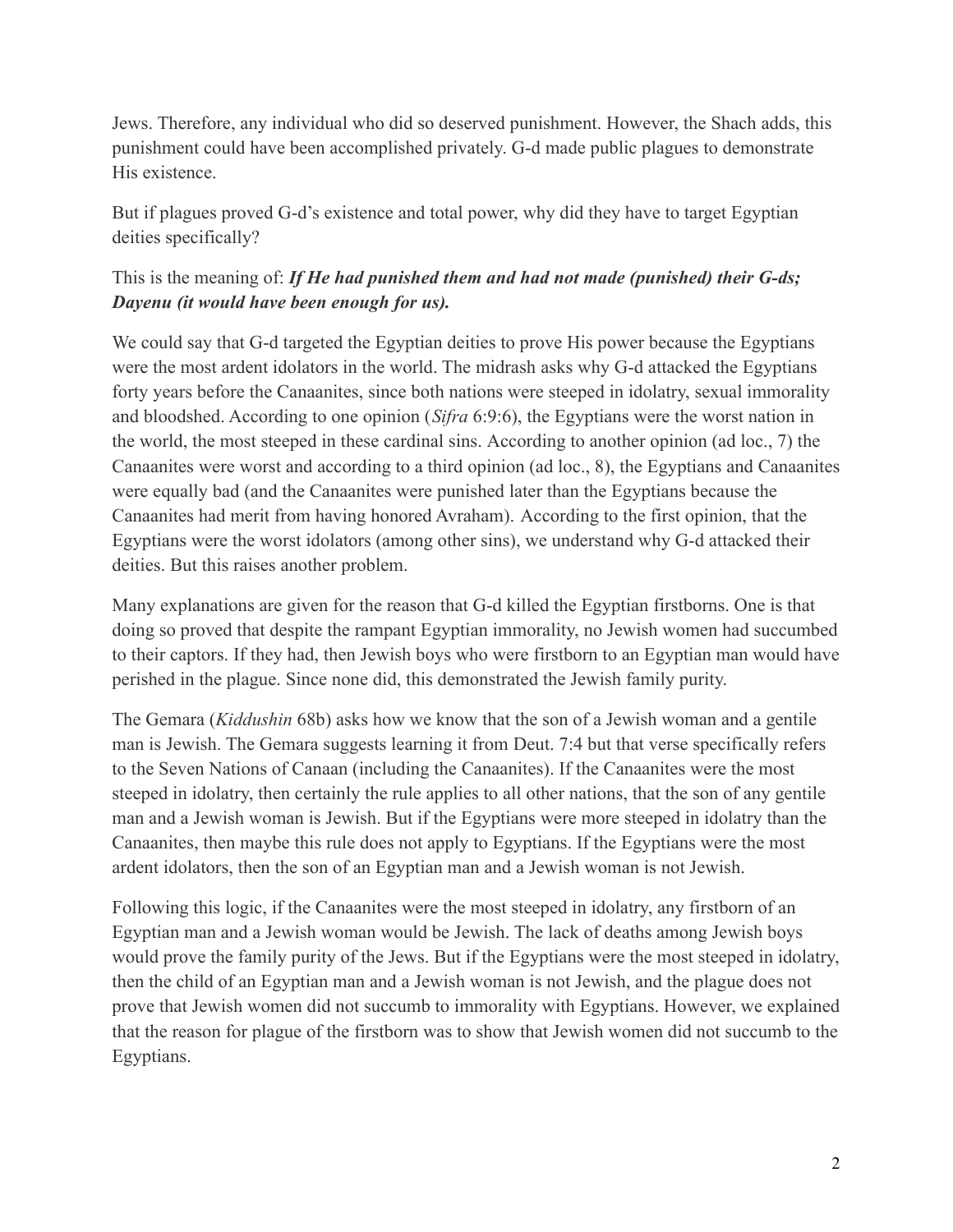Jews. Therefore, any individual who did so deserved punishment. However, the Shach adds, this punishment could have been accomplished privately. G-d made public plagues to demonstrate His existence.

But if plagues proved G-d's existence and total power, why did they have to target Egyptian deities specifically?

This is the meaning of: ***If He had punished them and had not made (punished) their G-ds; Dayenu (it would have been enough for us).***

We could say that G-d targeted the Egyptian deities to prove His power because the Egyptians were the most ardent idolators in the world. The midrash asks why G-d attacked the Egyptians forty years before the Canaanites, since both nations were steeped in idolatry, sexual immorality and bloodshed. According to one opinion (*Sifra* 6:9:6), the Egyptians were the worst nation in the world, the most steeped in these cardinal sins. According to another opinion (ad loc., 7) the Canaanites were worst and according to a third opinion (ad loc., 8), the Egyptians and Canaanites were equally bad (and the Canaanites were punished later than the Egyptians because the Canaanites had merit from having honored Avraham). According to the first opinion, that the Egyptians were the worst idolators (among other sins), we understand why G-d attacked their deities. But this raises another problem.

Many explanations are given for the reason that G-d killed the Egyptian firstborns. One is that doing so proved that despite the rampant Egyptian immorality, no Jewish women had succumbed to their captors. If they had, then Jewish boys who were firstborn to an Egyptian man would have perished in the plague. Since none did, this demonstrated the Jewish family purity.

The Gemara (*Kiddushin* 68b) asks how we know that the son of a Jewish woman and a gentile man is Jewish. The Gemara suggests learning it from Deut. 7:4 but that verse specifically refers to the Seven Nations of Canaan (including the Canaanites). If the Canaanites were the most steeped in idolatry, then certainly the rule applies to all other nations, that the son of any gentile man and a Jewish woman is Jewish. But if the Egyptians were more steeped in idolatry than the Canaanites, then maybe this rule does not apply to Egyptians. If the Egyptians were the most ardent idolators, then the son of an Egyptian man and a Jewish woman is not Jewish.

Following this logic, if the Canaanites were the most steeped in idolatry, any firstborn of an Egyptian man and a Jewish woman would be Jewish. The lack of deaths among Jewish boys would prove the family purity of the Jews. But if the Egyptians were the most steeped in idolatry, then the child of an Egyptian man and a Jewish woman is not Jewish, and the plague does not prove that Jewish women did not succumb to immorality with Egyptians. However, we explained that the reason for plague of the firstborn was to show that Jewish women did not succumb to the Egyptians.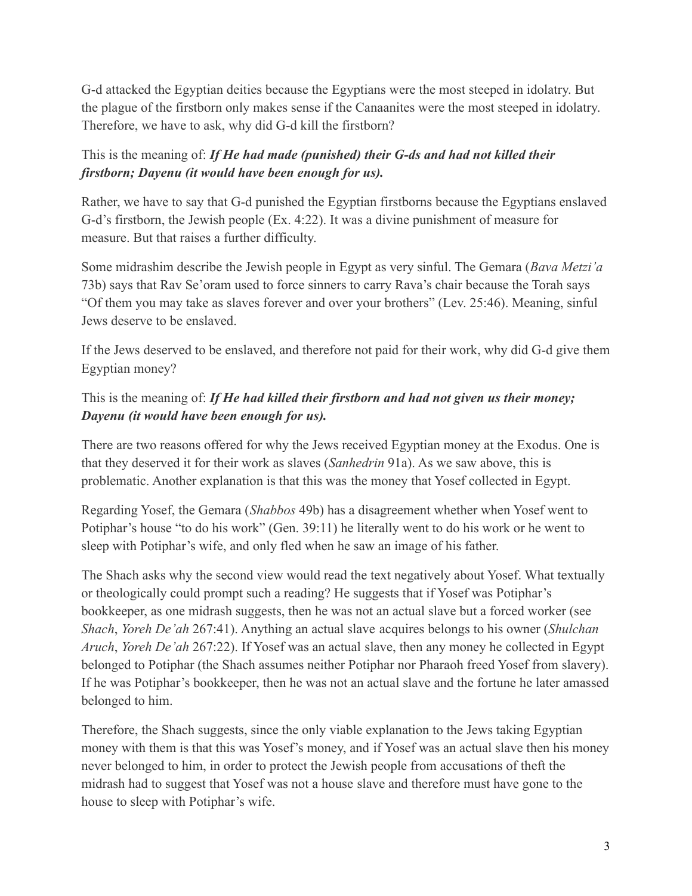G-d attacked the Egyptian deities because the Egyptians were the most steeped in idolatry. But the plague of the firstborn only makes sense if the Canaanites were the most steeped in idolatry. Therefore, we have to ask, why did G-d kill the firstborn?

This is the meaning of: ***If He had made (punished) their G-ds and had not killed their firstborn; Dayenu (it would have been enough for us).***

Rather, we have to say that G-d punished the Egyptian firstborns because the Egyptians enslaved G-d's firstborn, the Jewish people (Ex. 4:22). It was a divine punishment of measure for measure. But that raises a further difficulty.

Some midrashim describe the Jewish people in Egypt as very sinful. The Gemara (*Bava Metzi'a* 73b) says that Rav Se'oram used to force sinners to carry Rava's chair because the Torah says "Of them you may take as slaves forever and over your brothers" (Lev. 25:46). Meaning, sinful Jews deserve to be enslaved.

If the Jews deserved to be enslaved, and therefore not paid for their work, why did G-d give them Egyptian money?

This is the meaning of: ***If He had killed their firstborn and had not given us their money; Dayenu (it would have been enough for us).***

There are two reasons offered for why the Jews received Egyptian money at the Exodus. One is that they deserved it for their work as slaves (*Sanhedrin* 91a). As we saw above, this is problematic. Another explanation is that this was the money that Yosef collected in Egypt.

Regarding Yosef, the Gemara (*Shabbos* 49b) has a disagreement whether when Yosef went to Potiphar's house "to do his work" (Gen. 39:11) he literally went to do his work or he went to sleep with Potiphar's wife, and only fled when he saw an image of his father.

The Shach asks why the second view would read the text negatively about Yosef. What textually or theologically could prompt such a reading? He suggests that if Yosef was Potiphar's bookkeeper, as one midrash suggests, then he was not an actual slave but a forced worker (see *Shach*, *Yoreh De'ah* 267:41). Anything an actual slave acquires belongs to his owner (*Shulchan Aruch*, *Yoreh De'ah* 267:22). If Yosef was an actual slave, then any money he collected in Egypt belonged to Potiphar (the Shach assumes neither Potiphar nor Pharaoh freed Yosef from slavery). If he was Potiphar's bookkeeper, then he was not an actual slave and the fortune he later amassed belonged to him.

Therefore, the Shach suggests, since the only viable explanation to the Jews taking Egyptian money with them is that this was Yosef's money, and if Yosef was an actual slave then his money never belonged to him, in order to protect the Jewish people from accusations of theft the midrash had to suggest that Yosef was not a house slave and therefore must have gone to the house to sleep with Potiphar's wife.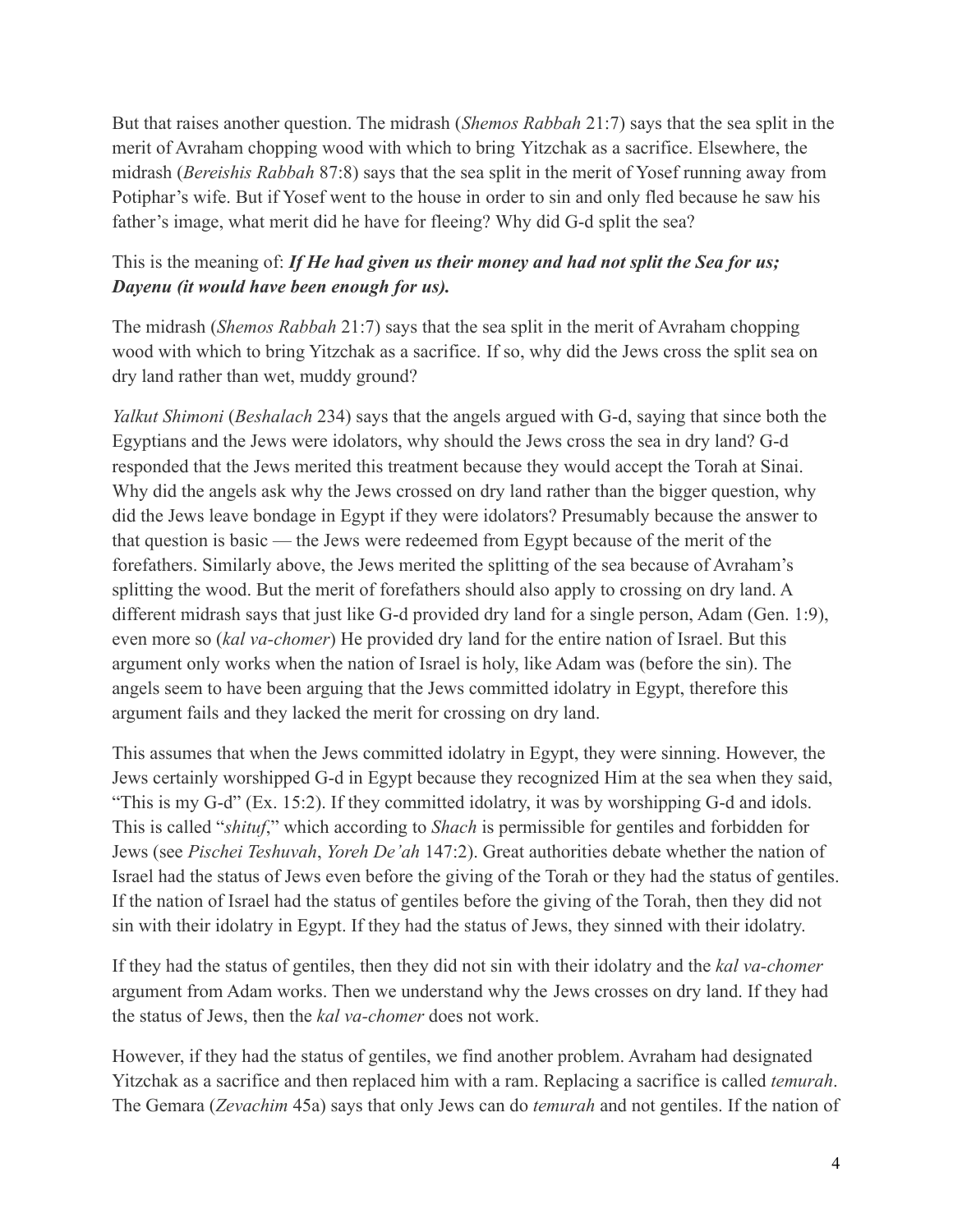But that raises another question. The midrash (*Shemos Rabbah* 21:7) says that the sea split in the merit of Avraham chopping wood with which to bring Yitzchak as a sacrifice. Elsewhere, the midrash (*Bereishis Rabbah* 87:8) says that the sea split in the merit of Yosef running away from Potiphar's wife. But if Yosef went to the house in order to sin and only fled because he saw his father's image, what merit did he have for fleeing? Why did G-d split the sea?

This is the meaning of: ***If He had given us their money and had not split the Sea for us; Dayenu (it would have been enough for us).***

The midrash (*Shemos Rabbah* 21:7) says that the sea split in the merit of Avraham chopping wood with which to bring Yitzchak as a sacrifice. If so, why did the Jews cross the split sea on dry land rather than wet, muddy ground?

*Yalkut Shimoni* (*Beshalach* 234) says that the angels argued with G-d, saying that since both the Egyptians and the Jews were idolators, why should the Jews cross the sea in dry land? G-d responded that the Jews merited this treatment because they would accept the Torah at Sinai. Why did the angels ask why the Jews crossed on dry land rather than the bigger question, why did the Jews leave bondage in Egypt if they were idolators? Presumably because the answer to that question is basic — the Jews were redeemed from Egypt because of the merit of the forefathers. Similarly above, the Jews merited the splitting of the sea because of Avraham's splitting the wood. But the merit of forefathers should also apply to crossing on dry land. A different midrash says that just like G-d provided dry land for a single person, Adam (Gen. 1:9), even more so (*kal va-chomer*) He provided dry land for the entire nation of Israel. But this argument only works when the nation of Israel is holy, like Adam was (before the sin). The angels seem to have been arguing that the Jews committed idolatry in Egypt, therefore this argument fails and they lacked the merit for crossing on dry land.

This assumes that when the Jews committed idolatry in Egypt, they were sinning. However, the Jews certainly worshipped G-d in Egypt because they recognized Him at the sea when they said, "This is my G-d" (Ex. 15:2). If they committed idolatry, it was by worshipping G-d and idols. This is called "*shituf*," which according to *Shach* is permissible for gentiles and forbidden for Jews (see *Pischei Teshuvah*, *Yoreh De'ah* 147:2). Great authorities debate whether the nation of Israel had the status of Jews even before the giving of the Torah or they had the status of gentiles. If the nation of Israel had the status of gentiles before the giving of the Torah, then they did not sin with their idolatry in Egypt. If they had the status of Jews, they sinned with their idolatry.

If they had the status of gentiles, then they did not sin with their idolatry and the *kal va-chomer* argument from Adam works. Then we understand why the Jews crosses on dry land. If they had the status of Jews, then the *kal va-chomer* does not work.

However, if they had the status of gentiles, we find another problem. Avraham had designated Yitzchak as a sacrifice and then replaced him with a ram. Replacing a sacrifice is called *temurah*. The Gemara (*Zevachim* 45a) says that only Jews can do *temurah* and not gentiles. If the nation of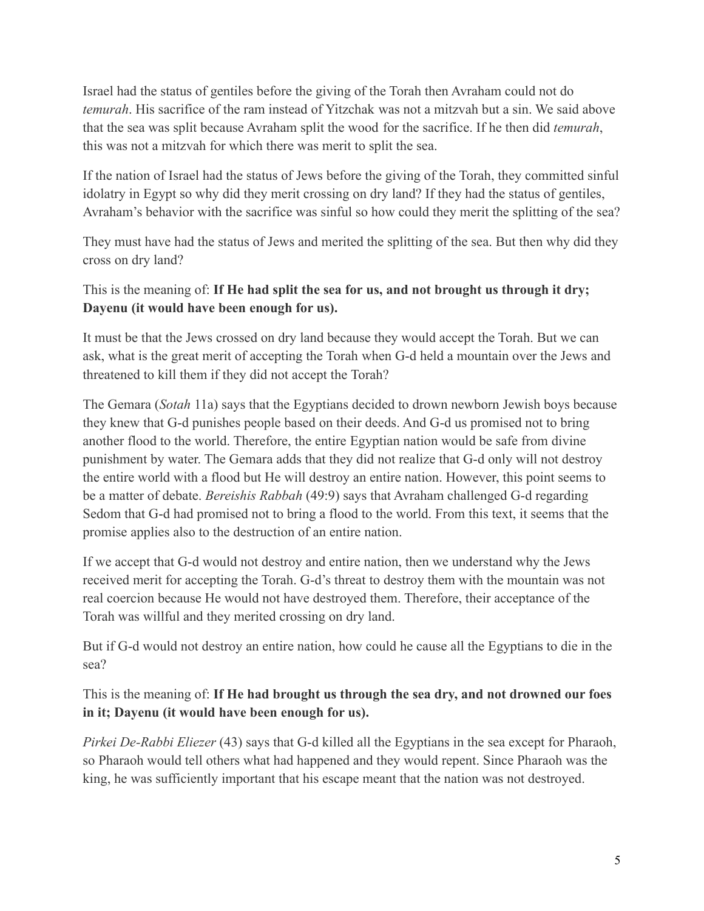Israel had the status of gentiles before the giving of the Torah then Avraham could not do *temurah*. His sacrifice of the ram instead of Yitzchak was not a mitzvah but a sin. We said above that the sea was split because Avraham split the wood for the sacrifice. If he then did *temurah*, this was not a mitzvah for which there was merit to split the sea.

If the nation of Israel had the status of Jews before the giving of the Torah, they committed sinful idolatry in Egypt so why did they merit crossing on dry land? If they had the status of gentiles, Avraham's behavior with the sacrifice was sinful so how could they merit the splitting of the sea?

They must have had the status of Jews and merited the splitting of the sea. But then why did they cross on dry land?

This is the meaning of: **If He had split the sea for us, and not brought us through it dry; Dayenu (it would have been enough for us).**

It must be that the Jews crossed on dry land because they would accept the Torah. But we can ask, what is the great merit of accepting the Torah when G-d held a mountain over the Jews and threatened to kill them if they did not accept the Torah?

The Gemara (*Sotah* 11a) says that the Egyptians decided to drown newborn Jewish boys because they knew that G-d punishes people based on their deeds. And G-d us promised not to bring another flood to the world. Therefore, the entire Egyptian nation would be safe from divine punishment by water. The Gemara adds that they did not realize that G-d only will not destroy the entire world with a flood but He will destroy an entire nation. However, this point seems to be a matter of debate. *Bereishis Rabbah* (49:9) says that Avraham challenged G-d regarding Sedom that G-d had promised not to bring a flood to the world. From this text, it seems that the promise applies also to the destruction of an entire nation.

If we accept that G-d would not destroy and entire nation, then we understand why the Jews received merit for accepting the Torah. G-d's threat to destroy them with the mountain was not real coercion because He would not have destroyed them. Therefore, their acceptance of the Torah was willful and they merited crossing on dry land.

But if G-d would not destroy an entire nation, how could he cause all the Egyptians to die in the sea?

This is the meaning of: **If He had brought us through the sea dry, and not drowned our foes in it; Dayenu (it would have been enough for us).**

*Pirkei De-Rabbi Eliezer* (43) says that G-d killed all the Egyptians in the sea except for Pharaoh, so Pharaoh would tell others what had happened and they would repent. Since Pharaoh was the king, he was sufficiently important that his escape meant that the nation was not destroyed.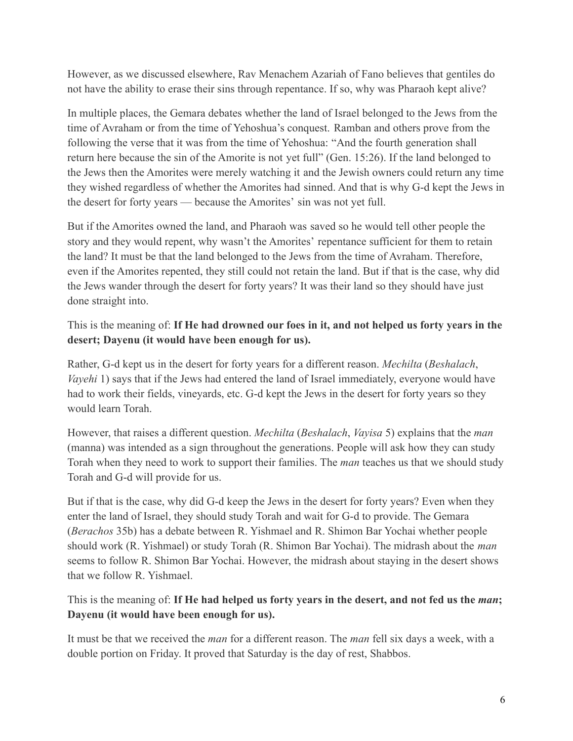However, as we discussed elsewhere, Rav Menachem Azariah of Fano believes that gentiles do not have the ability to erase their sins through repentance. If so, why was Pharaoh kept alive?

In multiple places, the Gemara debates whether the land of Israel belonged to the Jews from the time of Avraham or from the time of Yehoshua's conquest. Ramban and others prove from the following the verse that it was from the time of Yehoshua: "And the fourth generation shall return here because the sin of the Amorite is not yet full" (Gen. 15:26). If the land belonged to the Jews then the Amorites were merely watching it and the Jewish owners could return any time they wished regardless of whether the Amorites had sinned. And that is why G-d kept the Jews in the desert for forty years — because the Amorites' sin was not yet full.

But if the Amorites owned the land, and Pharaoh was saved so he would tell other people the story and they would repent, why wasn't the Amorites' repentance sufficient for them to retain the land? It must be that the land belonged to the Jews from the time of Avraham. Therefore, even if the Amorites repented, they still could not retain the land. But if that is the case, why did the Jews wander through the desert for forty years? It was their land so they should have just done straight into.

This is the meaning of: **If He had drowned our foes in it, and not helped us forty years in the desert; Dayenu (it would have been enough for us).**

Rather, G-d kept us in the desert for forty years for a different reason. *Mechilta* (*Beshalach*, *Vayehi* 1) says that if the Jews had entered the land of Israel immediately, everyone would have had to work their fields, vineyards, etc. G-d kept the Jews in the desert for forty years so they would learn Torah.

However, that raises a different question. *Mechilta* (*Beshalach*, *Vayisa* 5) explains that the *man* (manna) was intended as a sign throughout the generations. People will ask how they can study Torah when they need to work to support their families. The *man* teaches us that we should study Torah and G-d will provide for us.

But if that is the case, why did G-d keep the Jews in the desert for forty years? Even when they enter the land of Israel, they should study Torah and wait for G-d to provide. The Gemara (*Berachos* 35b) has a debate between R. Yishmael and R. Shimon Bar Yochai whether people should work (R. Yishmael) or study Torah (R. Shimon Bar Yochai). The midrash about the *man* seems to follow R. Shimon Bar Yochai. However, the midrash about staying in the desert shows that we follow R. Yishmael.

This is the meaning of: **If He had helped us forty years in the desert, and not fed us the *man*; Dayenu (it would have been enough for us).**

It must be that we received the *man* for a different reason. The *man* fell six days a week, with a double portion on Friday. It proved that Saturday is the day of rest, Shabbos.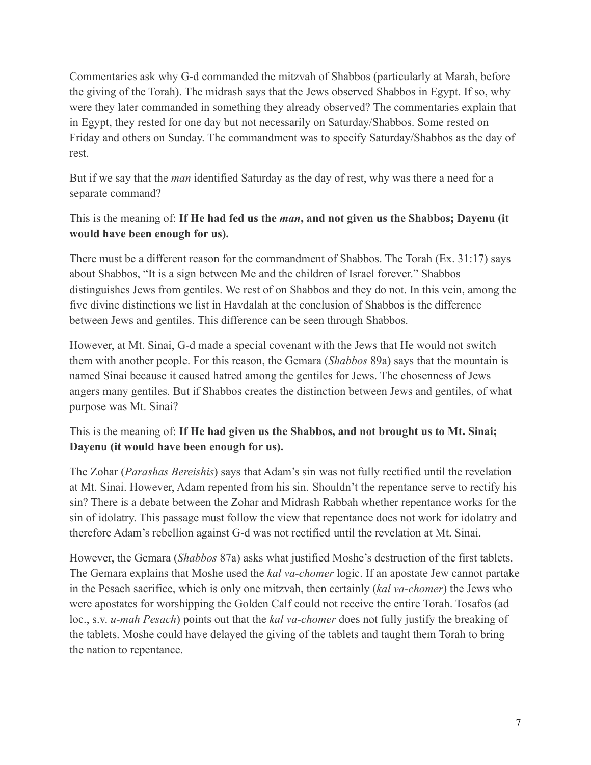Commentaries ask why G-d commanded the mitzvah of Shabbos (particularly at Marah, before the giving of the Torah). The midrash says that the Jews observed Shabbos in Egypt. If so, why were they later commanded in something they already observed? The commentaries explain that in Egypt, they rested for one day but not necessarily on Saturday/Shabbos. Some rested on Friday and others on Sunday. The commandment was to specify Saturday/Shabbos as the day of rest.

But if we say that the *man* identified Saturday as the day of rest, why was there a need for a separate command?

This is the meaning of: **If He had fed us the *man*, and not given us the Shabbos; Dayenu (it would have been enough for us).**

There must be a different reason for the commandment of Shabbos. The Torah (Ex. 31:17) says about Shabbos, "It is a sign between Me and the children of Israel forever." Shabbos distinguishes Jews from gentiles. We rest of on Shabbos and they do not. In this vein, among the five divine distinctions we list in Havdalah at the conclusion of Shabbos is the difference between Jews and gentiles. This difference can be seen through Shabbos.

However, at Mt. Sinai, G-d made a special covenant with the Jews that He would not switch them with another people. For this reason, the Gemara (*Shabbos* 89a) says that the mountain is named Sinai because it caused hatred among the gentiles for Jews. The chosenness of Jews angers many gentiles. But if Shabbos creates the distinction between Jews and gentiles, of what purpose was Mt. Sinai?

This is the meaning of: **If He had given us the Shabbos, and not brought us to Mt. Sinai; Dayenu (it would have been enough for us).**

The Zohar (*Parashas Bereishis*) says that Adam's sin was not fully rectified until the revelation at Mt. Sinai. However, Adam repented from his sin. Shouldn't the repentance serve to rectify his sin? There is a debate between the Zohar and Midrash Rabbah whether repentance works for the sin of idolatry. This passage must follow the view that repentance does not work for idolatry and therefore Adam's rebellion against G-d was not rectified until the revelation at Mt. Sinai.

However, the Gemara (*Shabbos* 87a) asks what justified Moshe's destruction of the first tablets. The Gemara explains that Moshe used the *kal va-chomer* logic. If an apostate Jew cannot partake in the Pesach sacrifice, which is only one mitzvah, then certainly (*kal va-chomer*) the Jews who were apostates for worshipping the Golden Calf could not receive the entire Torah. Tosafos (ad loc., s.v. *u-mah Pesach*) points out that the *kal va-chomer* does not fully justify the breaking of the tablets. Moshe could have delayed the giving of the tablets and taught them Torah to bring the nation to repentance.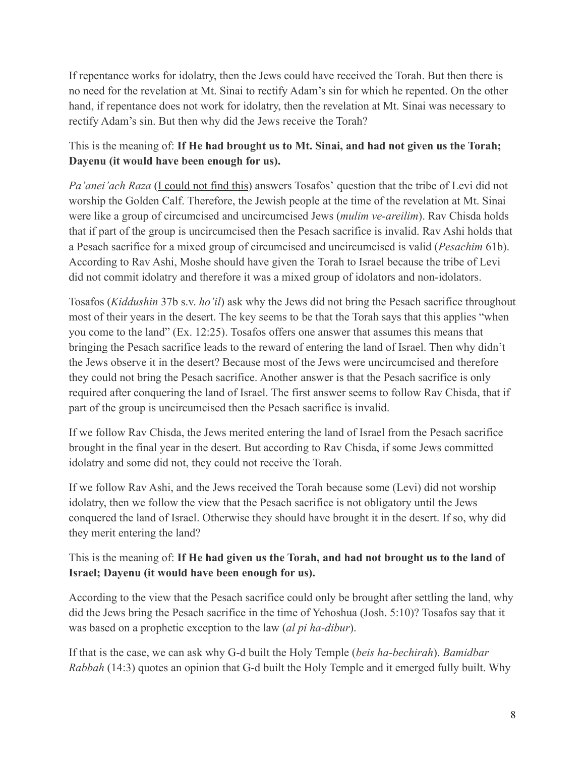If repentance works for idolatry, then the Jews could have received the Torah. But then there is no need for the revelation at Mt. Sinai to rectify Adam's sin for which he repented. On the other hand, if repentance does not work for idolatry, then the revelation at Mt. Sinai was necessary to rectify Adam's sin. But then why did the Jews receive the Torah?

This is the meaning of: **If He had brought us to Mt. Sinai, and had not given us the Torah; Dayenu (it would have been enough for us).**

*Pa'anei'ach Raza* (I could not find this) answers Tosafos' question that the tribe of Levi did not worship the Golden Calf. Therefore, the Jewish people at the time of the revelation at Mt. Sinai were like a group of circumcised and uncircumcised Jews (*mulim ve-areilim*). Rav Chisda holds that if part of the group is uncircumcised then the Pesach sacrifice is invalid. Rav Ashi holds that a Pesach sacrifice for a mixed group of circumcised and uncircumcised is valid (*Pesachim* 61b). According to Rav Ashi, Moshe should have given the Torah to Israel because the tribe of Levi did not commit idolatry and therefore it was a mixed group of idolators and non-idolators.

Tosafos (*Kiddushin* 37b s.v. *ho'il*) ask why the Jews did not bring the Pesach sacrifice throughout most of their years in the desert. The key seems to be that the Torah says that this applies "when you come to the land" (Ex. 12:25). Tosafos offers one answer that assumes this means that bringing the Pesach sacrifice leads to the reward of entering the land of Israel. Then why didn't the Jews observe it in the desert? Because most of the Jews were uncircumcised and therefore they could not bring the Pesach sacrifice. Another answer is that the Pesach sacrifice is only required after conquering the land of Israel. The first answer seems to follow Rav Chisda, that if part of the group is uncircumcised then the Pesach sacrifice is invalid.

If we follow Rav Chisda, the Jews merited entering the land of Israel from the Pesach sacrifice brought in the final year in the desert. But according to Rav Chisda, if some Jews committed idolatry and some did not, they could not receive the Torah.

If we follow Rav Ashi, and the Jews received the Torah because some (Levi) did not worship idolatry, then we follow the view that the Pesach sacrifice is not obligatory until the Jews conquered the land of Israel. Otherwise they should have brought it in the desert. If so, why did they merit entering the land?

This is the meaning of: **If He had given us the Torah, and had not brought us to the land of Israel; Dayenu (it would have been enough for us).**

According to the view that the Pesach sacrifice could only be brought after settling the land, why did the Jews bring the Pesach sacrifice in the time of Yehoshua (Josh. 5:10)? Tosafos say that it was based on a prophetic exception to the law (*al pi ha-dibur*).

If that is the case, we can ask why G-d built the Holy Temple (*beis ha-bechirah*). *Bamidbar Rabbah* (14:3) quotes an opinion that G-d built the Holy Temple and it emerged fully built. Why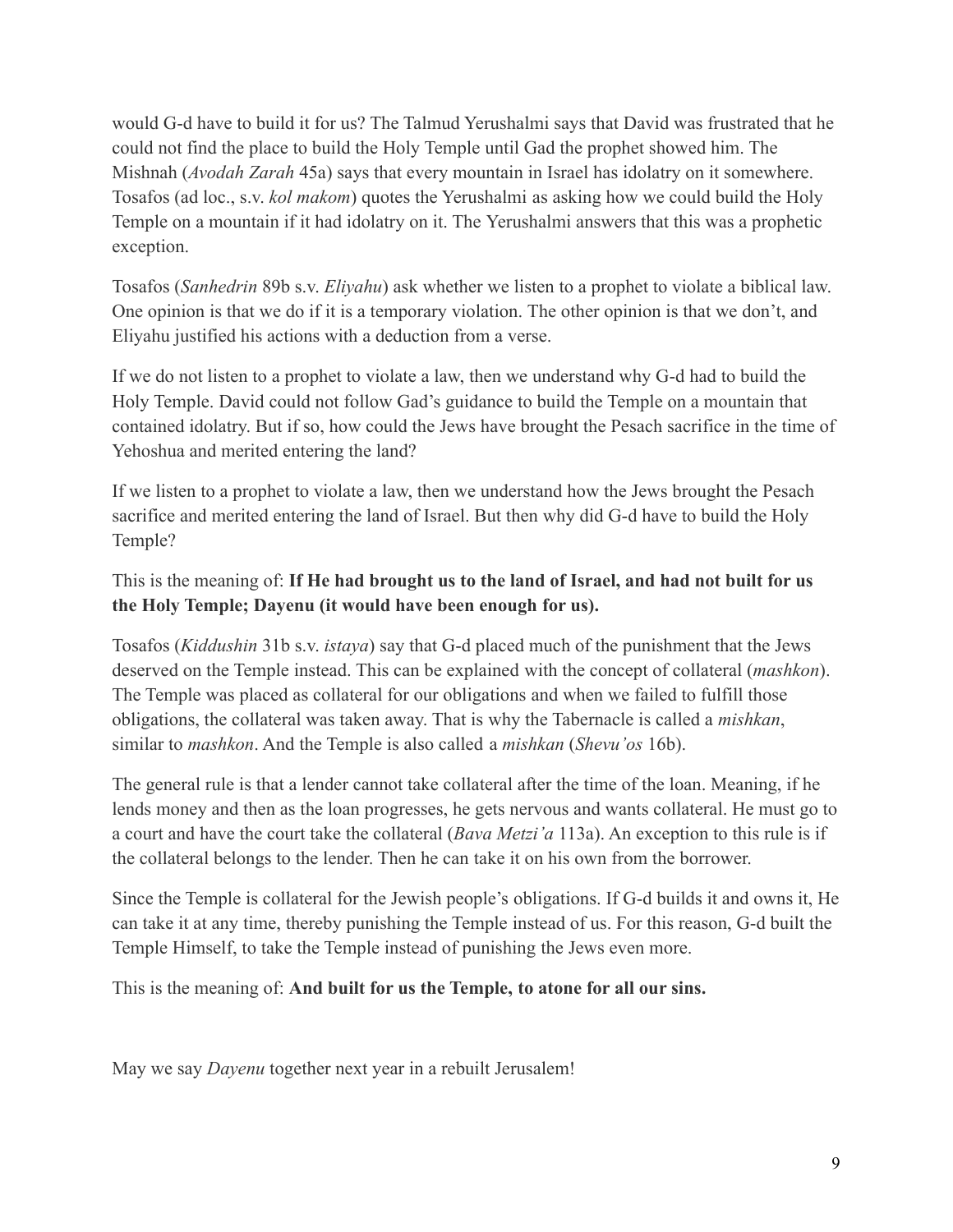would G-d have to build it for us? The Talmud Yerushalmi says that David was frustrated that he could not find the place to build the Holy Temple until Gad the prophet showed him. The Mishnah (*Avodah Zarah* 45a) says that every mountain in Israel has idolatry on it somewhere. Tosafos (ad loc., s.v. *kol makom*) quotes the Yerushalmi as asking how we could build the Holy Temple on a mountain if it had idolatry on it. The Yerushalmi answers that this was a prophetic exception.

Tosafos (*Sanhedrin* 89b s.v. *Eliyahu*) ask whether we listen to a prophet to violate a biblical law. One opinion is that we do if it is a temporary violation. The other opinion is that we don't, and Eliyahu justified his actions with a deduction from a verse.

If we do not listen to a prophet to violate a law, then we understand why G-d had to build the Holy Temple. David could not follow Gad's guidance to build the Temple on a mountain that contained idolatry. But if so, how could the Jews have brought the Pesach sacrifice in the time of Yehoshua and merited entering the land?

If we listen to a prophet to violate a law, then we understand how the Jews brought the Pesach sacrifice and merited entering the land of Israel. But then why did G-d have to build the Holy Temple?

This is the meaning of: **If He had brought us to the land of Israel, and had not built for us the Holy Temple; Dayenu (it would have been enough for us).**

Tosafos (*Kiddushin* 31b s.v. *istaya*) say that G-d placed much of the punishment that the Jews deserved on the Temple instead. This can be explained with the concept of collateral (*mashkon*). The Temple was placed as collateral for our obligations and when we failed to fulfill those obligations, the collateral was taken away. That is why the Tabernacle is called a *mishkan*, similar to *mashkon*. And the Temple is also called a *mishkan* (*Shevu'os* 16b).

The general rule is that a lender cannot take collateral after the time of the loan. Meaning, if he lends money and then as the loan progresses, he gets nervous and wants collateral. He must go to a court and have the court take the collateral (*Bava Metzi'a* 113a). An exception to this rule is if the collateral belongs to the lender. Then he can take it on his own from the borrower.

Since the Temple is collateral for the Jewish people's obligations. If G-d builds it and owns it, He can take it at any time, thereby punishing the Temple instead of us. For this reason, G-d built the Temple Himself, to take the Temple instead of punishing the Jews even more.

This is the meaning of: **And built for us the Temple, to atone for all our sins.**

May we say *Dayenu* together next year in a rebuilt Jerusalem!